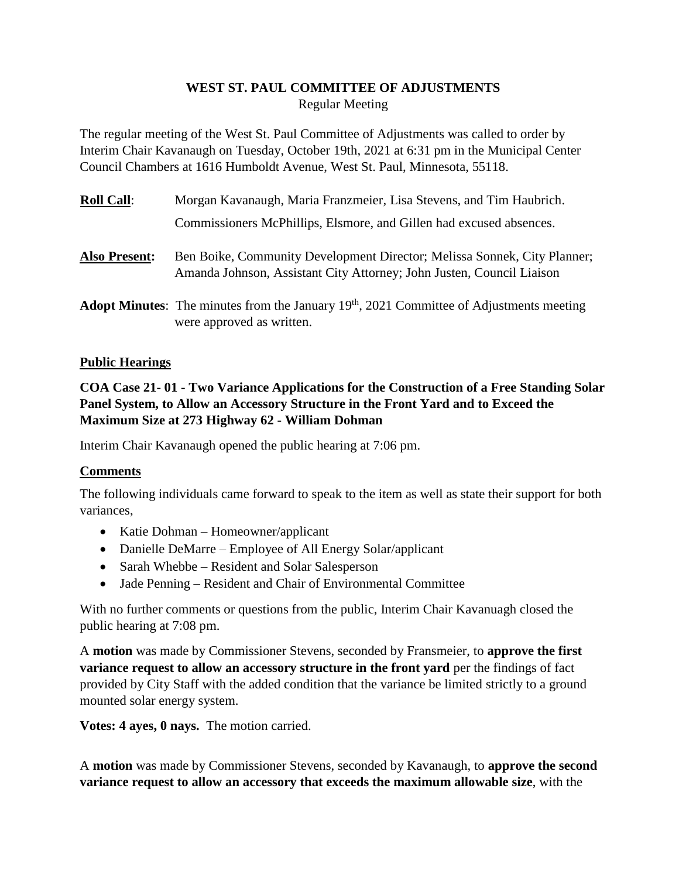# WEST ST. PAUL COMMITTEE OF ADJUSTMENTS

Regular Meeting

The regular meeting of the West St. Paul Committee of Adjustments was called to order by Interim Chair Kavanaugh on Tuesday, October 19th, 2021 at 6:31 pm in the Municipal Center Council Chambers at 1616 Humboldt Avenue, West St. Paul, Minnesota, 55118.

**Roll Call**: Morgan Kavanaugh, Maria Franzmeier, Lisa Stevens, and Tim Haubrich.

Commissioners McPhillips, Elsmore, and Gillen had excused absences.

**Also Present:** Ben Boike, Community Development Director; Melissa Sonnek, City Planner; Amanda Johnson, Assistant City Attorney; John Justen, Council Liaison

**Adopt Minutes**: The minutes from the January 19th, 2021 Committee of Adjustments meeting were approved as written.

## Public Hearings

### COA Case 21- 01 - Two Variance Applications for the Construction of a Free Standing Solar Panel System, to Allow an Accessory Structure in the Front Yard and to Exceed the Maximum Size at 273 Highway 62 - William Dohman

Interim Chair Kavanaugh opened the public hearing at 7:06 pm.

### Comments

The following individuals came forward to speak to the item as well as state their support for both variances,

- Katie Dohman – Homeowner/applicant
- Danielle DeMarre – Employee of All Energy Solar/applicant
- Sarah Whebbe – Resident and Solar Salesperson
- Jade Penning – Resident and Chair of Environmental Committee

With no further comments or questions from the public, Interim Chair Kavanuagh closed the public hearing at 7:08 pm.

A **motion** was made by Commissioner Stevens, seconded by Fransmeier, to **approve the first variance request to allow an accessory structure in the front yard** per the findings of fact provided by City Staff with the added condition that the variance be limited strictly to a ground mounted solar energy system.

**Votes: 4 ayes, 0 nays.** The motion carried.

A **motion** was made by Commissioner Stevens, seconded by Kavanaugh, to **approve the second variance request to allow an accessory that exceeds the maximum allowable size**, with the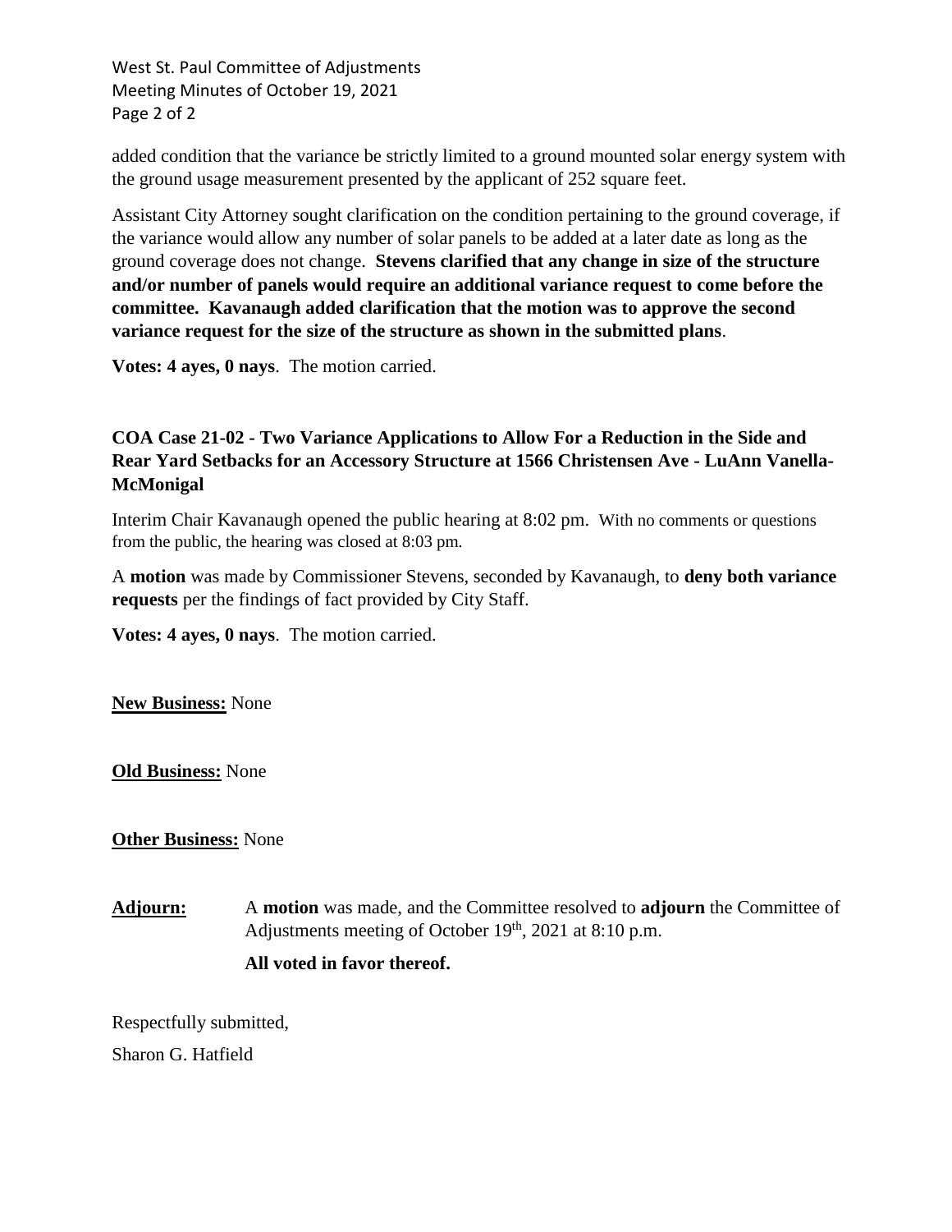added condition that the variance be strictly limited to a ground mounted solar energy system with the ground usage measurement presented by the applicant of 252 square feet.

Assistant City Attorney sought clarification on the condition pertaining to the ground coverage, if the variance would allow any number of solar panels to be added at a later date as long as the ground coverage does not change. **Stevens clarified that any change in size of the structure and/or number of panels would require an additional variance request to come before the committee. Kavanaugh added clarification that the motion was to approve the second variance request for the size of the structure as shown in the submitted plans**.

**Votes: 4 ayes, 0 nays**. The motion carried.

**COA Case 21-02 - Two Variance Applications to Allow For a Reduction in the Side and Rear Yard Setbacks for an Accessory Structure at 1566 Christensen Ave - LuAnn Vanella-McMonigal**

Interim Chair Kavanaugh opened the public hearing at 8:02 pm. With no comments or questions from the public, the hearing was closed at 8:03 pm.

A **motion** was made by Commissioner Stevens, seconded by Kavanaugh, to **deny both variance requests** per the findings of fact provided by City Staff.

**Votes: 4 ayes, 0 nays**. The motion carried.

**New Business:** None

**Old Business:** None

**Other Business:** None

**Adjourn:** A **motion** was made, and the Committee resolved to **adjourn** the Committee of Adjustments meeting of October 19th, 2021 at 8:10 p.m.

**All voted in favor thereof.**

Respectfully submitted,

Sharon G. Hatfield